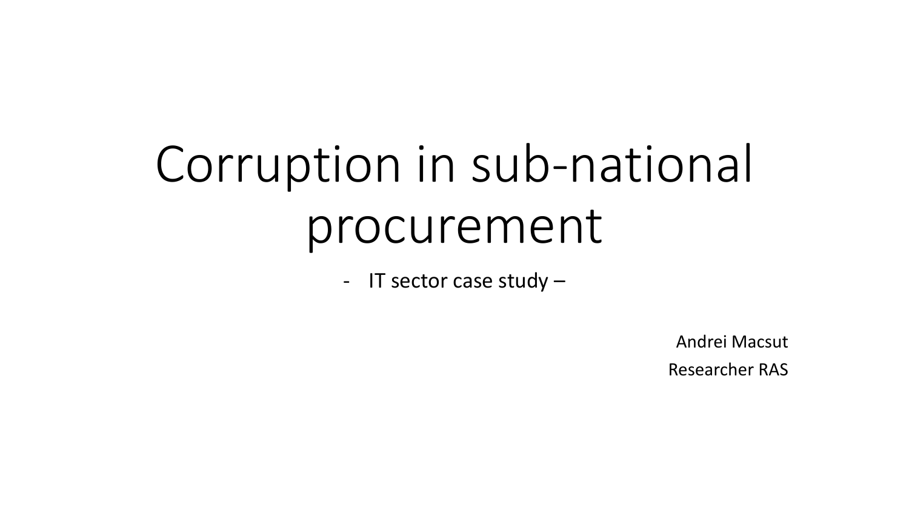# Corruption in sub-national procurement

- IT sector case study –

Andrei Macsut

Researcher RAS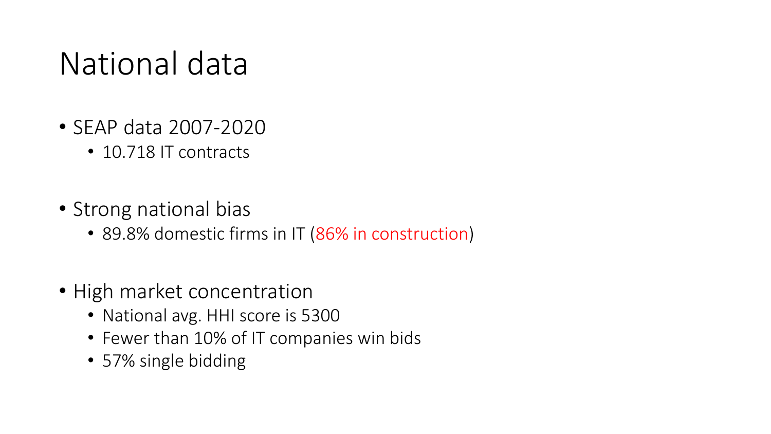# National data

- SEAP data 2007-2020
  - 10.718 IT contracts
- Strong national bias
  - 89.8% domestic firms in IT (86% in construction)
- High market concentration
  - National avg. HHI score is 5300
  - Fewer than 10% of IT companies win bids
  - 57% single bidding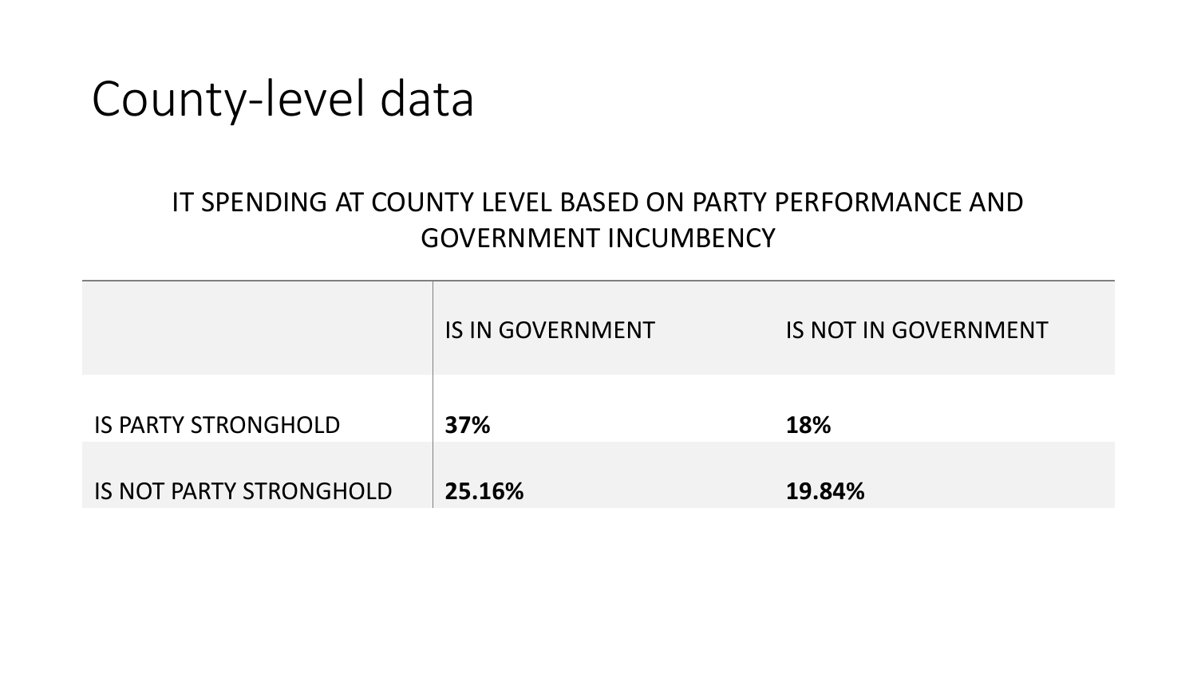# County-level data

IT SPENDING AT COUNTY LEVEL BASED ON PARTY PERFORMANCE AND GOVERNMENT INCUMBENCY

| | IS IN GOVERNMENT | IS NOT IN GOVERNMENT |
|---|---|---|
| IS PARTY STRONGHOLD | **37%** | **18%** |
| IS NOT PARTY STRONGHOLD | **25.16%** | **19.84%** |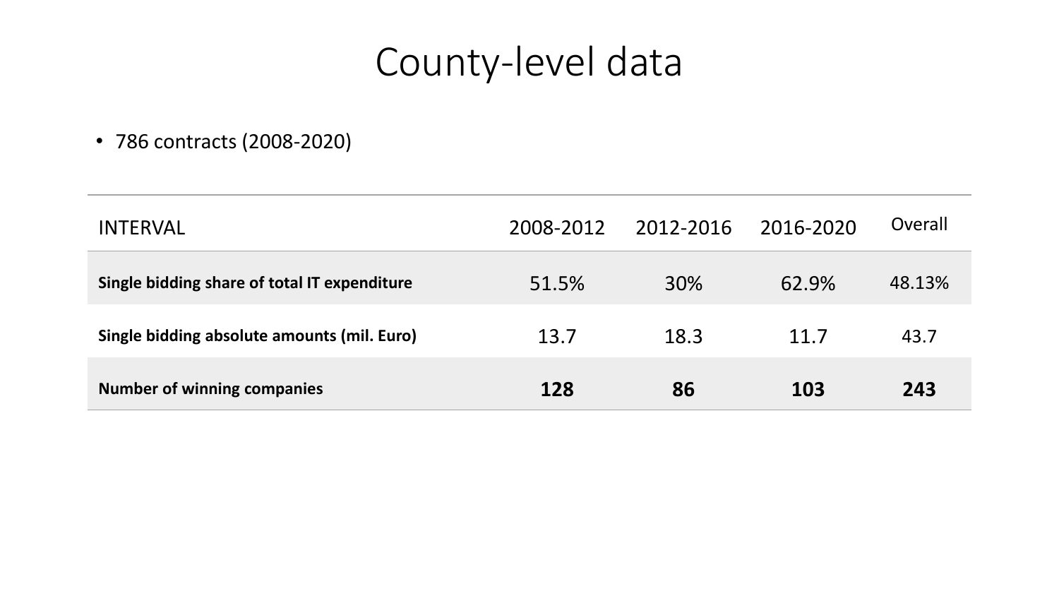# County-level data

- 786 contracts (2008-2020)

| INTERVAL | 2008-2012 | 2012-2016 | 2016-2020 | Overall |
|---|---|---|---|---|
| **Single bidding share of total IT expenditure** | 51.5% | 30% | 62.9% | 48.13% |
| **Single bidding absolute amounts (mil. Euro)** | 13.7 | 18.3 | 11.7 | 43.7 |
| **Number of winning companies** | **128** | **86** | **103** | **243** |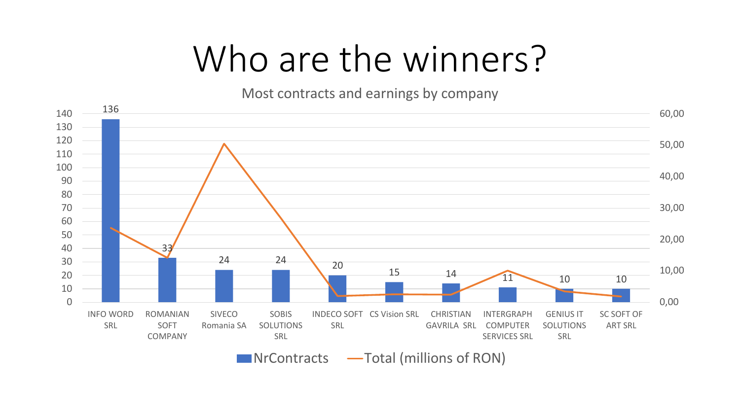# Who are the winners?

Most contracts and earnings by company

| Company | NrContracts |
| --- | --- |
| INFO WORD SRL | 136 |
| ROMANIAN SOFT COMPANY | 33 |
| SIVECO Romania SA | 24 |
| SOBIS SOLUTIONS SRL | 24 |
| INDECO SOFT SRL | 20 |
| CS Vision SRL | 15 |
| CHRISTIAN GAVRILA SRL | 14 |
| INTERGRAPH COMPUTER SERVICES SRL | 11 |
| GENIUS IT SOLUTIONS SRL | 10 |
| SC SOFT OF ART SRL | 10 |

NrContracts — Total (millions of RON)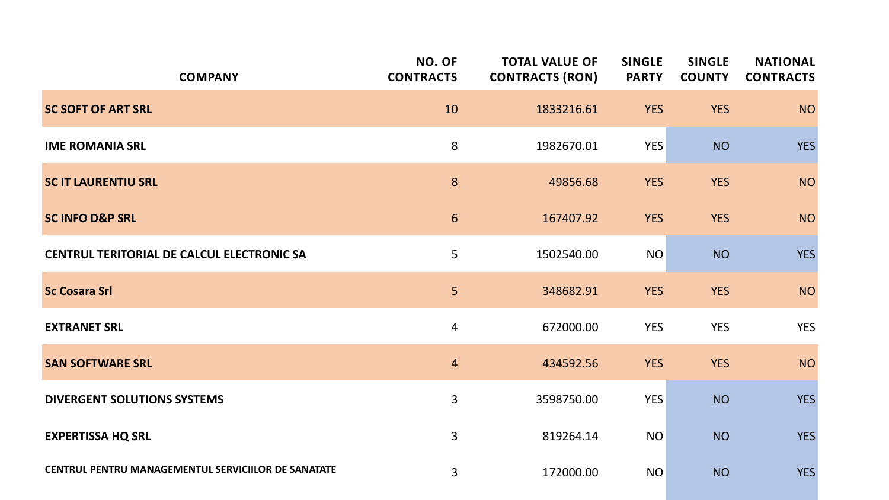| COMPANY | NO. OF CONTRACTS | TOTAL VALUE OF CONTRACTS (RON) | SINGLE PARTY | SINGLE COUNTY | NATIONAL CONTRACTS |
|---|---|---|---|---|---|
| **SC SOFT OF ART SRL** | 10 | 1833216.61 | YES | YES | NO |
| **IME ROMANIA SRL** | 8 | 1982670.01 | YES | NO | YES |
| **SC IT LAURENTIU SRL** | 8 | 49856.68 | YES | YES | NO |
| **SC INFO D&P SRL** | 6 | 167407.92 | YES | YES | NO |
| **CENTRUL TERITORIAL DE CALCUL ELECTRONIC SA** | 5 | 1502540.00 | NO | NO | YES |
| **Sc Cosara Srl** | 5 | 348682.91 | YES | YES | NO |
| **EXTRANET SRL** | 4 | 672000.00 | YES | YES | YES |
| **SAN SOFTWARE SRL** | 4 | 434592.56 | YES | YES | NO |
| **DIVERGENT SOLUTIONS SYSTEMS** | 3 | 3598750.00 | YES | NO | YES |
| **EXPERTISSA HQ SRL** | 3 | 819264.14 | NO | NO | YES |
| **CENTRUL PENTRU MANAGEMENTUL SERVICIILOR DE SANATATE** | 3 | 172000.00 | NO | NO | YES |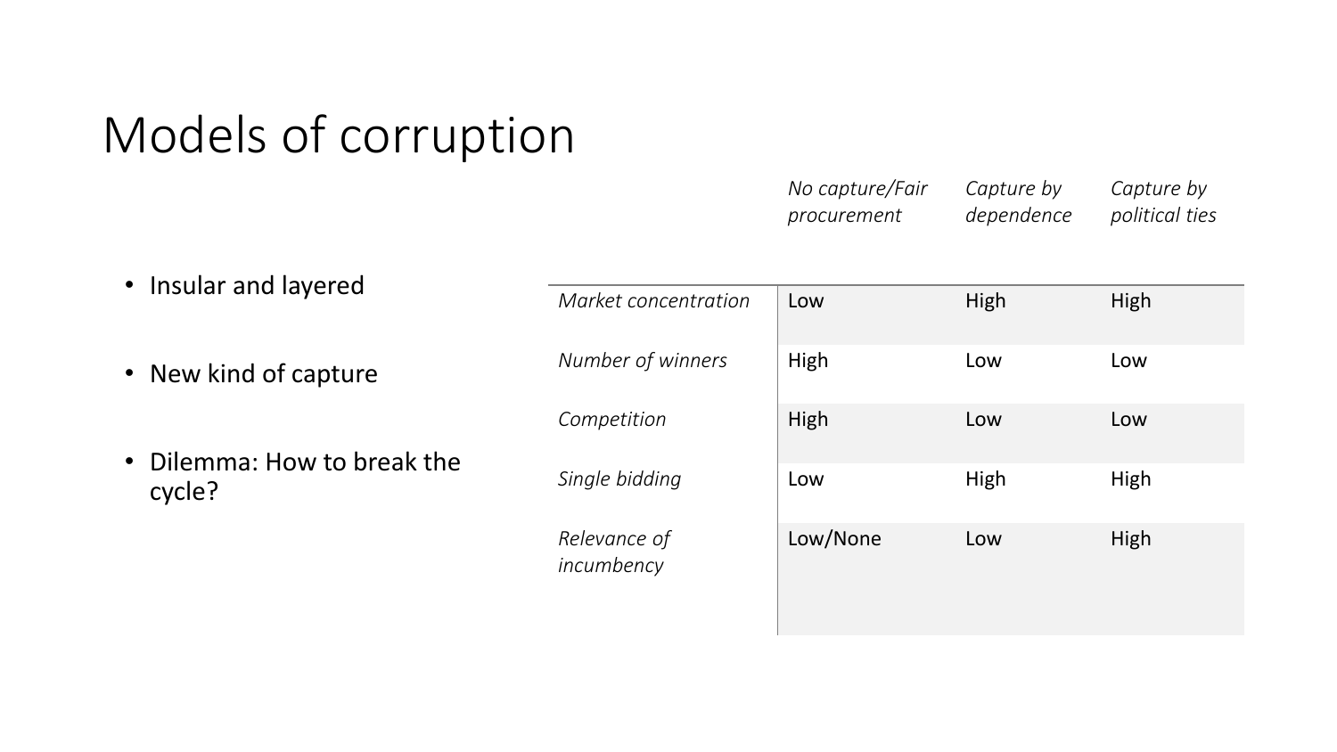# Models of corruption

- Insular and layered
- New kind of capture
- Dilemma: How to break the cycle?

| | *No capture/Fair procurement* | *Capture by dependence* | *Capture by political ties* |
|---|---|---|---|
| *Market concentration* | Low | High | High |
| *Number of winners* | High | Low | Low |
| *Competition* | High | Low | Low |
| *Single bidding* | Low | High | High |
| *Relevance of incumbency* | Low/None | Low | High |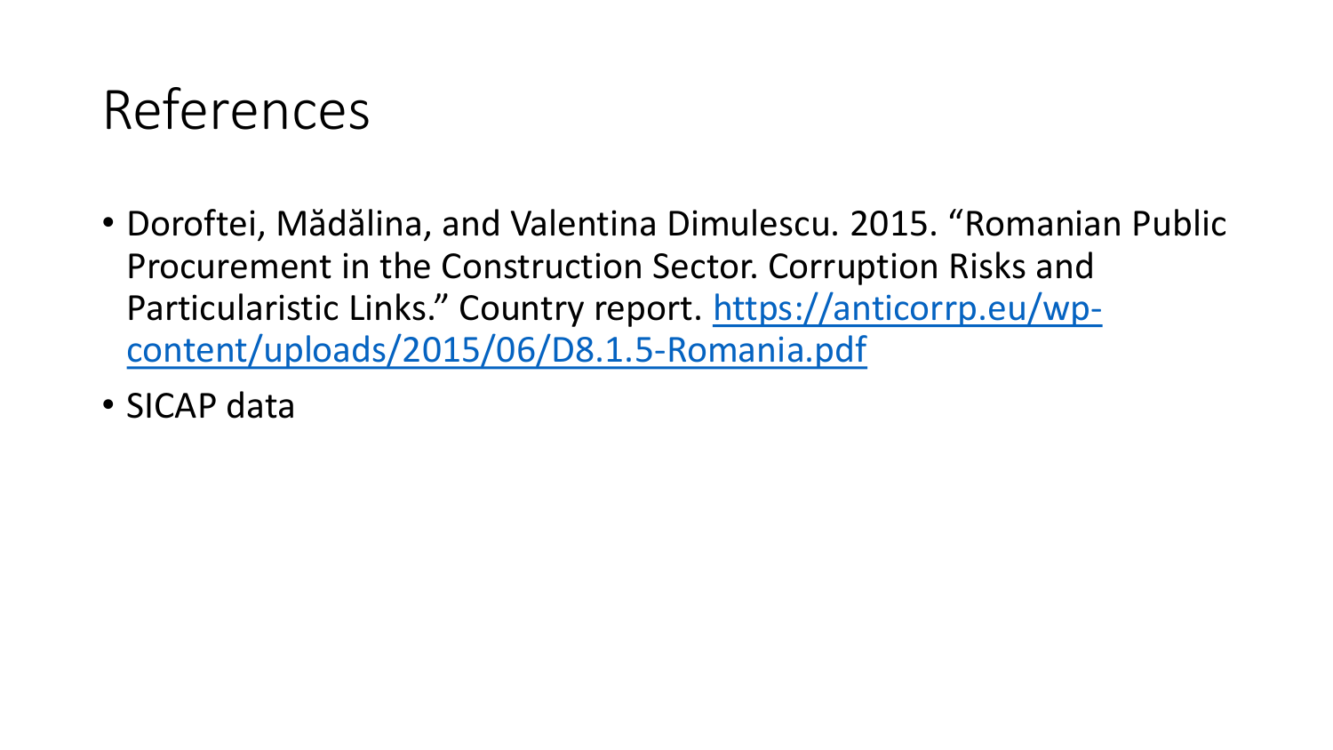# References

- Doroftei, Mădălina, and Valentina Dimulescu. 2015. “Romanian Public Procurement in the Construction Sector. Corruption Risks and Particularistic Links.” Country report. https://anticorrp.eu/wp-content/uploads/2015/06/D8.1.5-Romania.pdf
- SICAP data